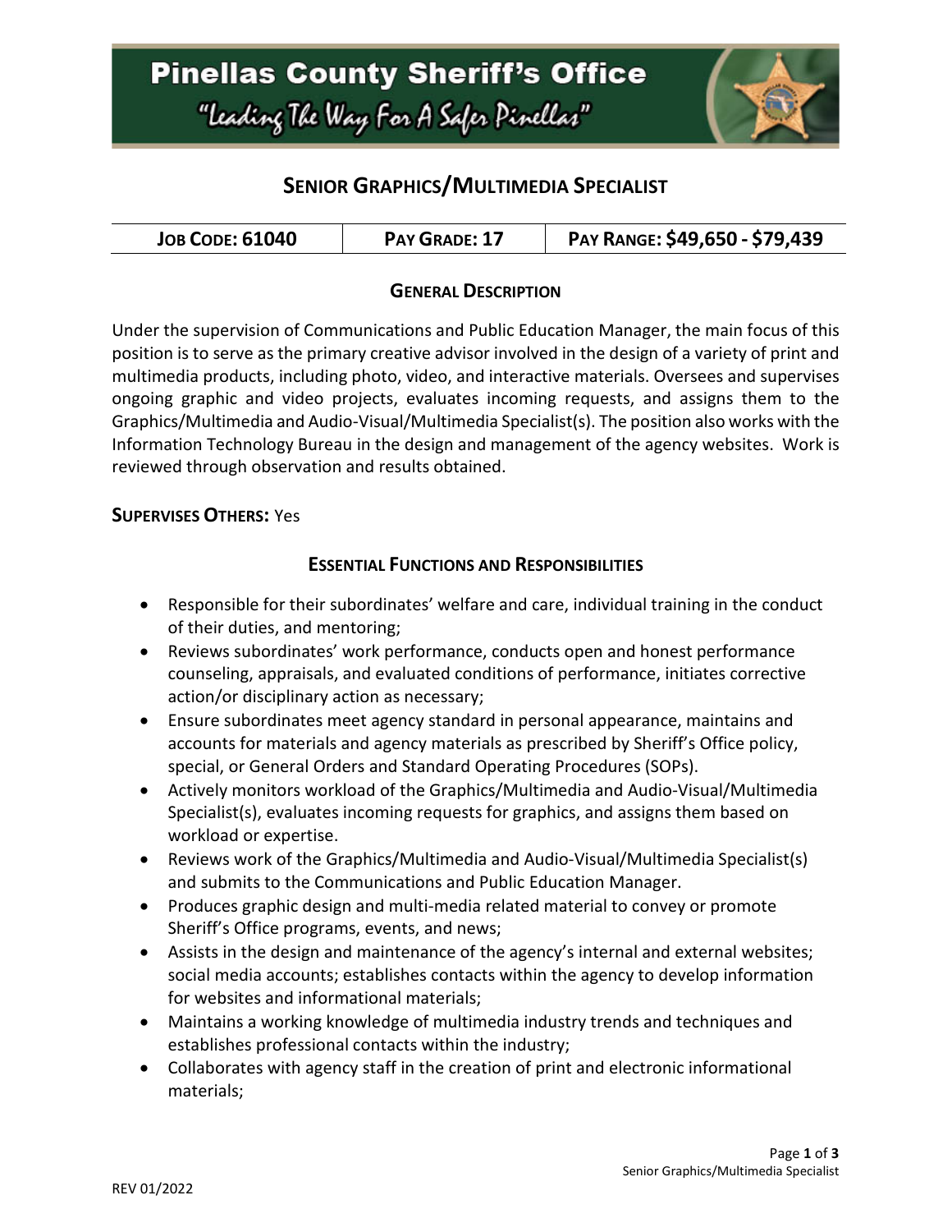# Pinellas County Sheriff's Office

"Leading The Way For A Safer Pinellas"

## Senior Graphics/Multimedia Specialist

| Job Code: 61040 | Pay Grade: 17 | Pay Range: $49,650 - $79,439 |
|---|---|---|

### General Description

Under the supervision of Communications and Public Education Manager, the main focus of this position is to serve as the primary creative advisor involved in the design of a variety of print and multimedia products, including photo, video, and interactive materials. Oversees and supervises ongoing graphic and video projects, evaluates incoming requests, and assigns them to the Graphics/Multimedia and Audio-Visual/Multimedia Specialist(s). The position also works with the Information Technology Bureau in the design and management of the agency websites. Work is reviewed through observation and results obtained.

**Supervises Others:** Yes

### Essential Functions and Responsibilities

- Responsible for their subordinates' welfare and care, individual training in the conduct of their duties, and mentoring;
- Reviews subordinates' work performance, conducts open and honest performance counseling, appraisals, and evaluated conditions of performance, initiates corrective action/or disciplinary action as necessary;
- Ensure subordinates meet agency standard in personal appearance, maintains and accounts for materials and agency materials as prescribed by Sheriff's Office policy, special, or General Orders and Standard Operating Procedures (SOPs).
- Actively monitors workload of the Graphics/Multimedia and Audio-Visual/Multimedia Specialist(s), evaluates incoming requests for graphics, and assigns them based on workload or expertise.
- Reviews work of the Graphics/Multimedia and Audio-Visual/Multimedia Specialist(s) and submits to the Communications and Public Education Manager.
- Produces graphic design and multi-media related material to convey or promote Sheriff's Office programs, events, and news;
- Assists in the design and maintenance of the agency's internal and external websites; social media accounts; establishes contacts within the agency to develop information for websites and informational materials;
- Maintains a working knowledge of multimedia industry trends and techniques and establishes professional contacts within the industry;
- Collaborates with agency staff in the creation of print and electronic informational materials;

REV 01/2022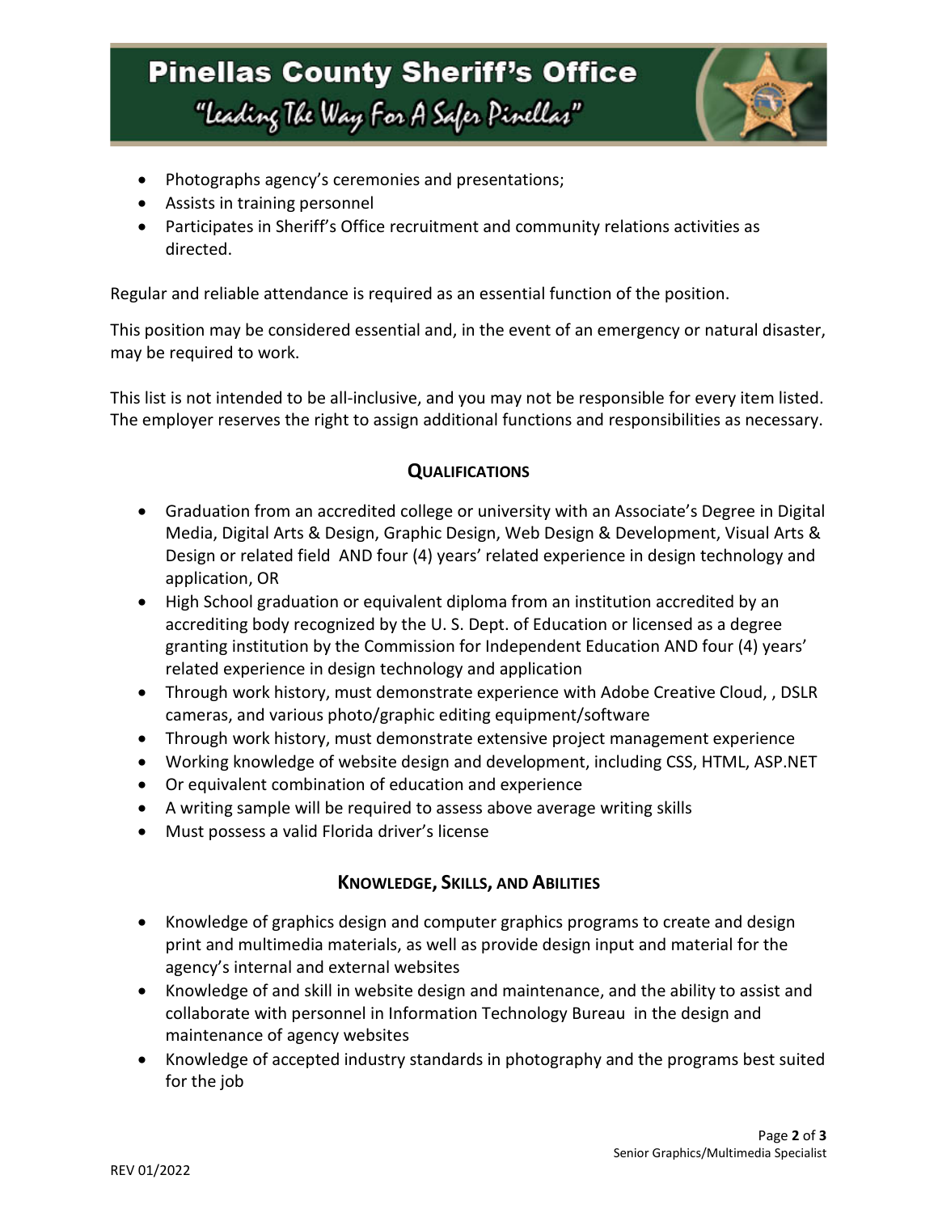- Photographs agency's ceremonies and presentations;
- Assists in training personnel
- Participates in Sheriff's Office recruitment and community relations activities as directed.

Regular and reliable attendance is required as an essential function of the position.

This position may be considered essential and, in the event of an emergency or natural disaster, may be required to work.

This list is not intended to be all-inclusive, and you may not be responsible for every item listed. The employer reserves the right to assign additional functions and responsibilities as necessary.

## QUALIFICATIONS

- Graduation from an accredited college or university with an Associate's Degree in Digital Media, Digital Arts & Design, Graphic Design, Web Design & Development, Visual Arts & Design or related field AND four (4) years' related experience in design technology and application, OR
- High School graduation or equivalent diploma from an institution accredited by an accrediting body recognized by the U. S. Dept. of Education or licensed as a degree granting institution by the Commission for Independent Education AND four (4) years' related experience in design technology and application
- Through work history, must demonstrate experience with Adobe Creative Cloud, , DSLR cameras, and various photo/graphic editing equipment/software
- Through work history, must demonstrate extensive project management experience
- Working knowledge of website design and development, including CSS, HTML, ASP.NET
- Or equivalent combination of education and experience
- A writing sample will be required to assess above average writing skills
- Must possess a valid Florida driver's license

## KNOWLEDGE, SKILLS, AND ABILITIES

- Knowledge of graphics design and computer graphics programs to create and design print and multimedia materials, as well as provide design input and material for the agency's internal and external websites
- Knowledge of and skill in website design and maintenance, and the ability to assist and collaborate with personnel in Information Technology Bureau in the design and maintenance of agency websites
- Knowledge of accepted industry standards in photography and the programs best suited for the job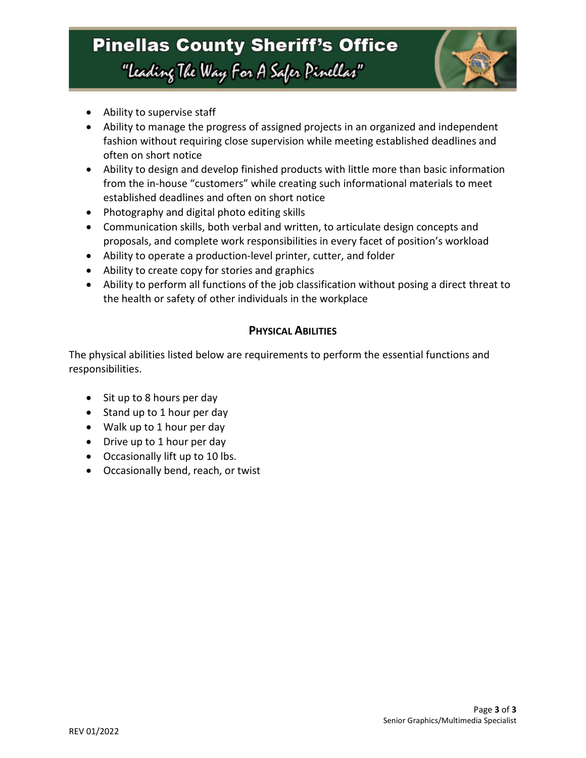- Ability to supervise staff
- Ability to manage the progress of assigned projects in an organized and independent fashion without requiring close supervision while meeting established deadlines and often on short notice
- Ability to design and develop finished products with little more than basic information from the in-house "customers" while creating such informational materials to meet established deadlines and often on short notice
- Photography and digital photo editing skills
- Communication skills, both verbal and written, to articulate design concepts and proposals, and complete work responsibilities in every facet of position's workload
- Ability to operate a production-level printer, cutter, and folder
- Ability to create copy for stories and graphics
- Ability to perform all functions of the job classification without posing a direct threat to the health or safety of other individuals in the workplace

## Physical Abilities

The physical abilities listed below are requirements to perform the essential functions and responsibilities.

- Sit up to 8 hours per day
- Stand up to 1 hour per day
- Walk up to 1 hour per day
- Drive up to 1 hour per day
- Occasionally lift up to 10 lbs.
- Occasionally bend, reach, or twist

REV 01/2022